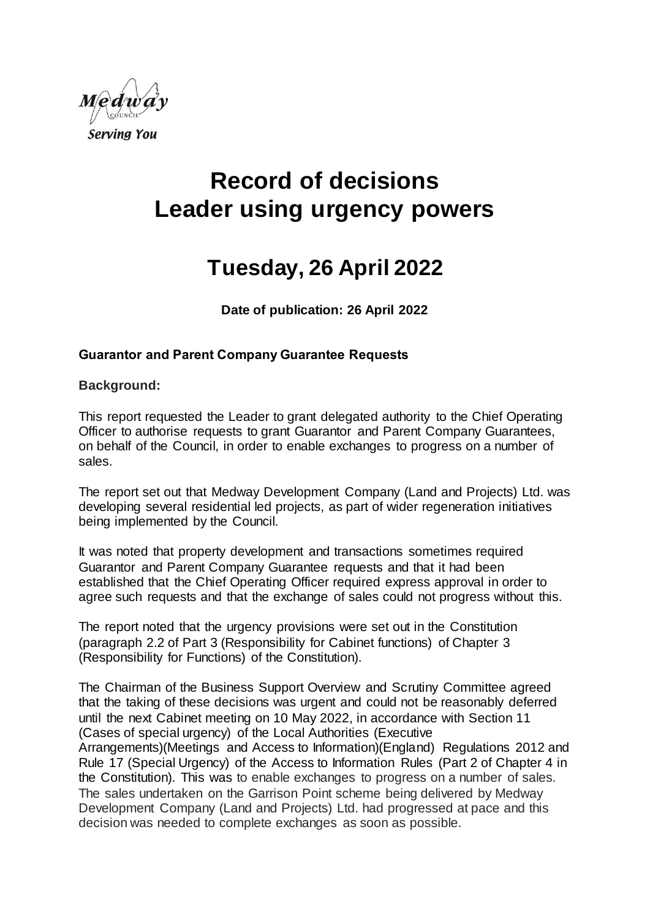Medway Council

Serving You

# Record of decisions Leader using urgency powers

# Tuesday, 26 April 2022

**Date of publication: 26 April 2022**

### Guarantor and Parent Company Guarantee Requests

**Background:**

This report requested the Leader to grant delegated authority to the Chief Operating Officer to authorise requests to grant Guarantor and Parent Company Guarantees, on behalf of the Council, in order to enable exchanges to progress on a number of sales.

The report set out that Medway Development Company (Land and Projects) Ltd. was developing several residential led projects, as part of wider regeneration initiatives being implemented by the Council.

It was noted that property development and transactions sometimes required Guarantor and Parent Company Guarantee requests and that it had been established that the Chief Operating Officer required express approval in order to agree such requests and that the exchange of sales could not progress without this.

The report noted that the urgency provisions were set out in the Constitution (paragraph 2.2 of Part 3 (Responsibility for Cabinet functions) of Chapter 3 (Responsibility for Functions) of the Constitution).

The Chairman of the Business Support Overview and Scrutiny Committee agreed that the taking of these decisions was urgent and could not be reasonably deferred until the next Cabinet meeting on 10 May 2022, in accordance with Section 11 (Cases of special urgency) of the Local Authorities (Executive Arrangements)(Meetings and Access to Information)(England) Regulations 2012 and Rule 17 (Special Urgency) of the Access to Information Rules (Part 2 of Chapter 4 in the Constitution). This was to enable exchanges to progress on a number of sales. The sales undertaken on the Garrison Point scheme being delivered by Medway Development Company (Land and Projects) Ltd. had progressed at pace and this decision was needed to complete exchanges as soon as possible.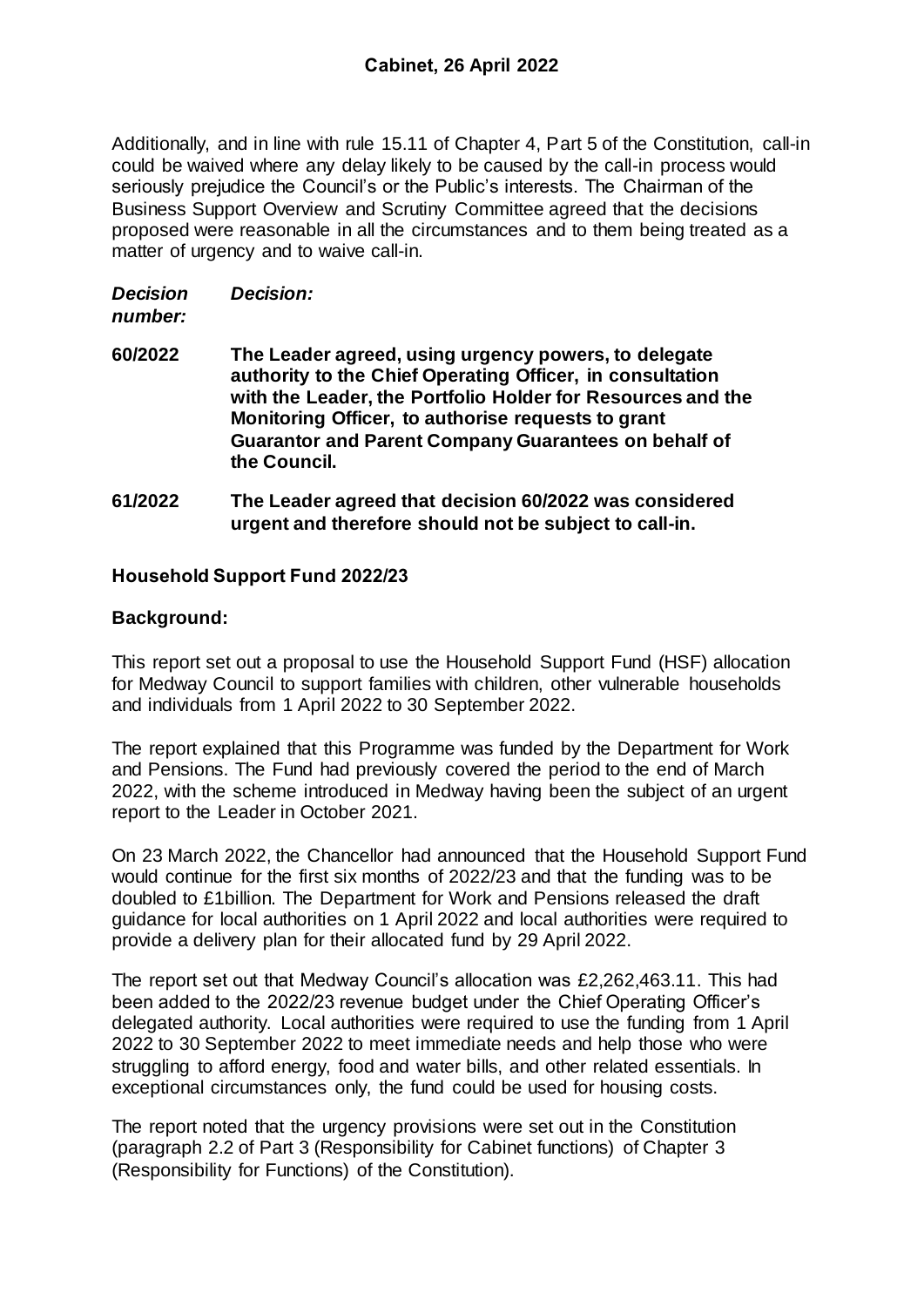Additionally, and in line with rule 15.11 of Chapter 4, Part 5 of the Constitution, call-in could be waived where any delay likely to be caused by the call-in process would seriously prejudice the Council's or the Public's interests. The Chairman of the Business Support Overview and Scrutiny Committee agreed that the decisions proposed were reasonable in all the circumstances and to them being treated as a matter of urgency and to waive call-in.

| *Decision number:* | *Decision:* |
|---|---|
| **60/2022** | **The Leader agreed, using urgency powers, to delegate authority to the Chief Operating Officer, in consultation with the Leader, the Portfolio Holder for Resources and the Monitoring Officer, to authorise requests to grant Guarantor and Parent Company Guarantees on behalf of the Council.** |
| **61/2022** | **The Leader agreed that decision 60/2022 was considered urgent and therefore should not be subject to call-in.** |

## Household Support Fund 2022/23

### Background:

This report set out a proposal to use the Household Support Fund (HSF) allocation for Medway Council to support families with children, other vulnerable households and individuals from 1 April 2022 to 30 September 2022.

The report explained that this Programme was funded by the Department for Work and Pensions. The Fund had previously covered the period to the end of March 2022, with the scheme introduced in Medway having been the subject of an urgent report to the Leader in October 2021.

On 23 March 2022, the Chancellor had announced that the Household Support Fund would continue for the first six months of 2022/23 and that the funding was to be doubled to £1billion. The Department for Work and Pensions released the draft guidance for local authorities on 1 April 2022 and local authorities were required to provide a delivery plan for their allocated fund by 29 April 2022.

The report set out that Medway Council's allocation was £2,262,463.11. This had been added to the 2022/23 revenue budget under the Chief Operating Officer's delegated authority. Local authorities were required to use the funding from 1 April 2022 to 30 September 2022 to meet immediate needs and help those who were struggling to afford energy, food and water bills, and other related essentials. In exceptional circumstances only, the fund could be used for housing costs.

The report noted that the urgency provisions were set out in the Constitution (paragraph 2.2 of Part 3 (Responsibility for Cabinet functions) of Chapter 3 (Responsibility for Functions) of the Constitution).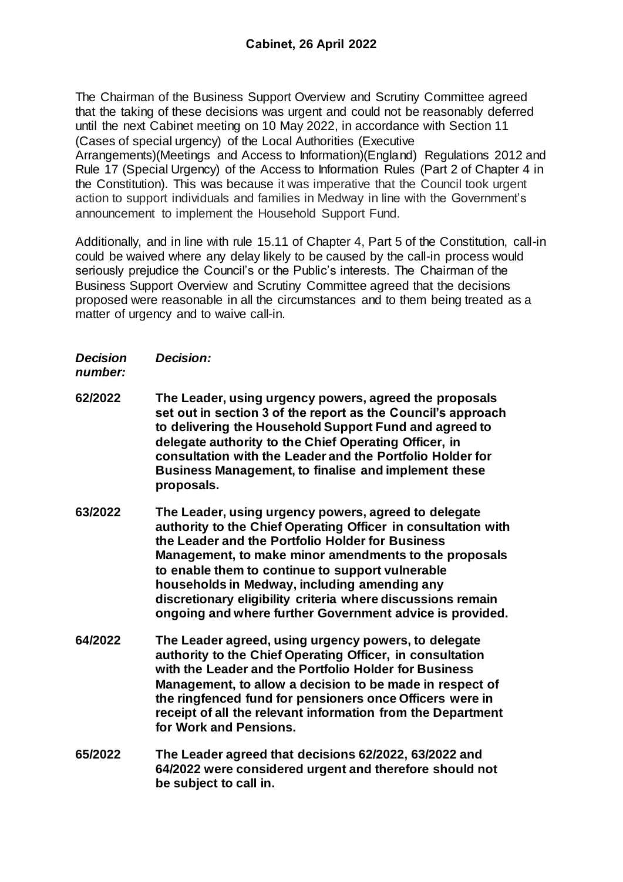The Chairman of the Business Support Overview and Scrutiny Committee agreed that the taking of these decisions was urgent and could not be reasonably deferred until the next Cabinet meeting on 10 May 2022, in accordance with Section 11 (Cases of special urgency) of the Local Authorities (Executive Arrangements)(Meetings and Access to Information)(England) Regulations 2012 and Rule 17 (Special Urgency) of the Access to Information Rules (Part 2 of Chapter 4 in the Constitution). This was because it was imperative that the Council took urgent action to support individuals and families in Medway in line with the Government's announcement to implement the Household Support Fund.

Additionally, and in line with rule 15.11 of Chapter 4, Part 5 of the Constitution, call-in could be waived where any delay likely to be caused by the call-in process would seriously prejudice the Council's or the Public's interests. The Chairman of the Business Support Overview and Scrutiny Committee agreed that the decisions proposed were reasonable in all the circumstances and to them being treated as a matter of urgency and to waive call-in.

| *Decision number:* | *Decision:* |
|---|---|
| **62/2022** | **The Leader, using urgency powers, agreed the proposals set out in section 3 of the report as the Council's approach to delivering the Household Support Fund and agreed to delegate authority to the Chief Operating Officer, in consultation with the Leader and the Portfolio Holder for Business Management, to finalise and implement these proposals.** |
| **63/2022** | **The Leader, using urgency powers, agreed to delegate authority to the Chief Operating Officer in consultation with the Leader and the Portfolio Holder for Business Management, to make minor amendments to the proposals to enable them to continue to support vulnerable households in Medway, including amending any discretionary eligibility criteria where discussions remain ongoing and where further Government advice is provided.** |
| **64/2022** | **The Leader agreed, using urgency powers, to delegate authority to the Chief Operating Officer, in consultation with the Leader and the Portfolio Holder for Business Management, to allow a decision to be made in respect of the ringfenced fund for pensioners once Officers were in receipt of all the relevant information from the Department for Work and Pensions.** |
| **65/2022** | **The Leader agreed that decisions 62/2022, 63/2022 and 64/2022 were considered urgent and therefore should not be subject to call in.** |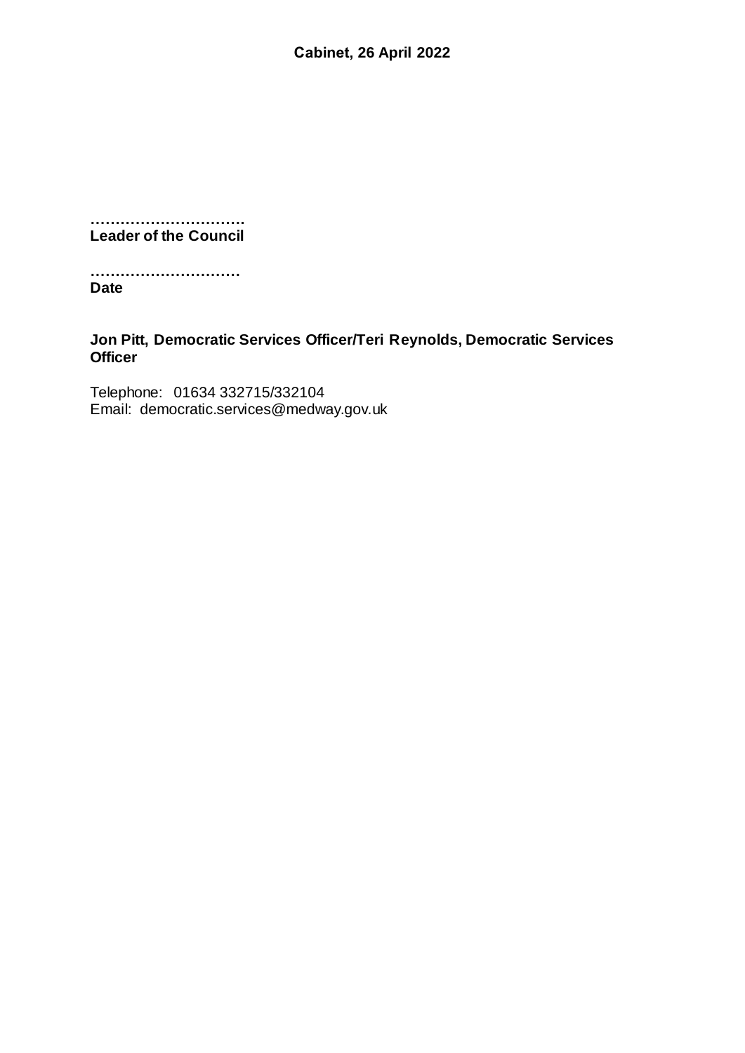…………………………
**Leader of the Council**

…………………………
**Date**

**Jon Pitt, Democratic Services Officer/Teri Reynolds, Democratic Services Officer**

Telephone: 01634 332715/332104
Email: democratic.services@medway.gov.uk